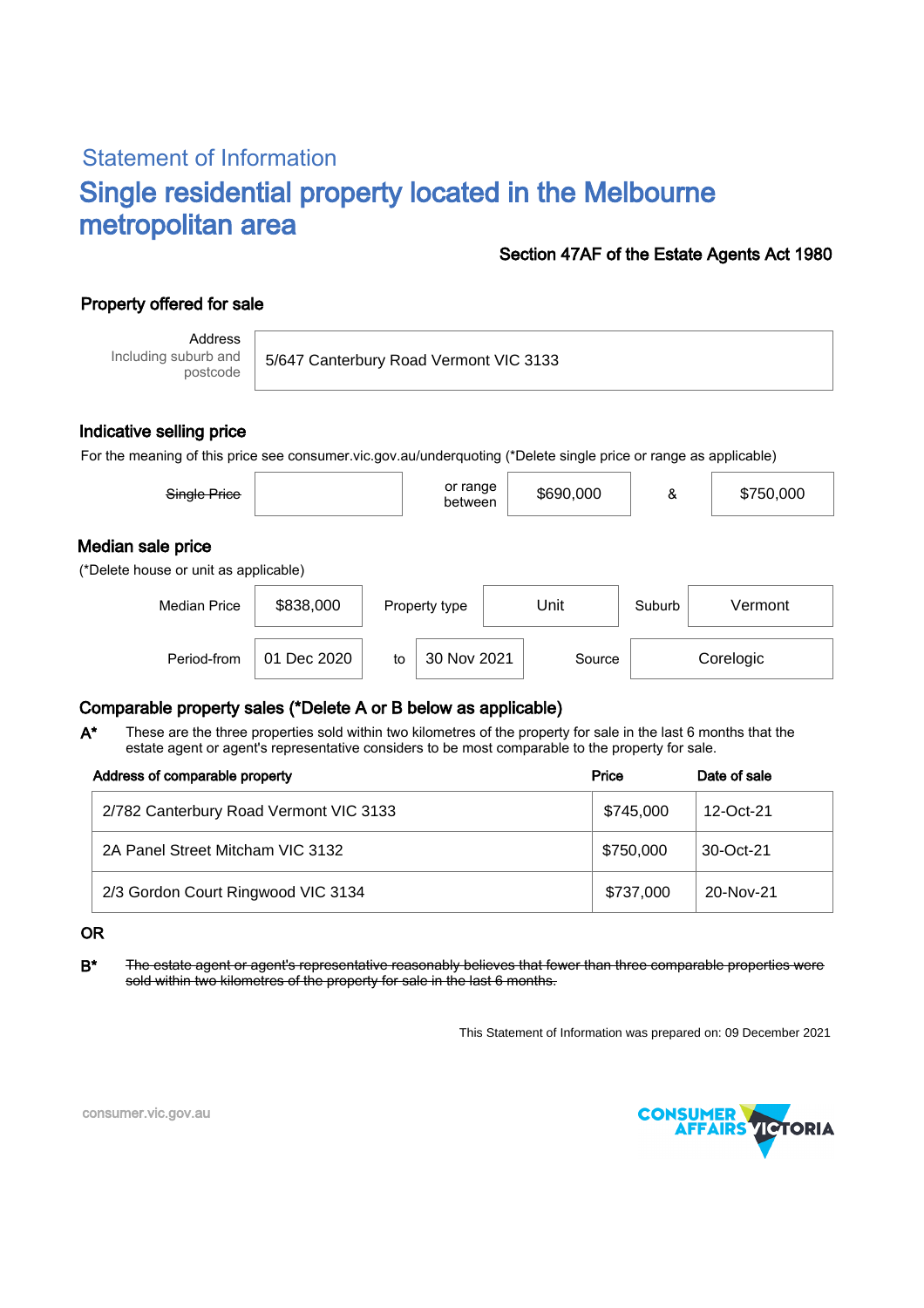## Statement of Information

# Single residential property located in the Melbourne metropolitan area

**Section 47AF of the Estate Agents Act 1980**

### Property offered for sale

| Address Including suburb and postcode | 5/647 Canterbury Road Vermont VIC 3133 |
|---|---|

### Indicative selling price

For the meaning of this price see consumer.vic.gov.au/underquoting (*Delete single price or range as applicable)

| ~~Single Price~~ | | or range between | $690,000 | & | $750,000 |
|---|---|---|---|---|---|

### Median sale price

(*Delete house or unit as applicable)

| Median Price | $838,000 | Property type | Unit | Suburb | Vermont |
|---|---|---|---|---|---|
| Period-from | 01 Dec 2020 | to | 30 Nov 2021 | Source | Corelogic |

### Comparable property sales (*Delete A or B below as applicable)

**A*** These are the three properties sold within two kilometres of the property for sale in the last 6 months that the estate agent or agent's representative considers to be most comparable to the property for sale.

| Address of comparable property | Price | Date of sale |
|---|---|---|
| 2/782 Canterbury Road Vermont VIC 3133 | $745,000 | 12-Oct-21 |
| 2A Panel Street Mitcham VIC 3132 | $750,000 | 30-Oct-21 |
| 2/3 Gordon Court Ringwood VIC 3134 | $737,000 | 20-Nov-21 |

**OR**

**B*** ~~The estate agent or agent's representative reasonably believes that fewer than three comparable properties were sold within two kilometres of the property for sale in the last 6 months.~~

This Statement of Information was prepared on: 09 December 2021

consumer.vic.gov.au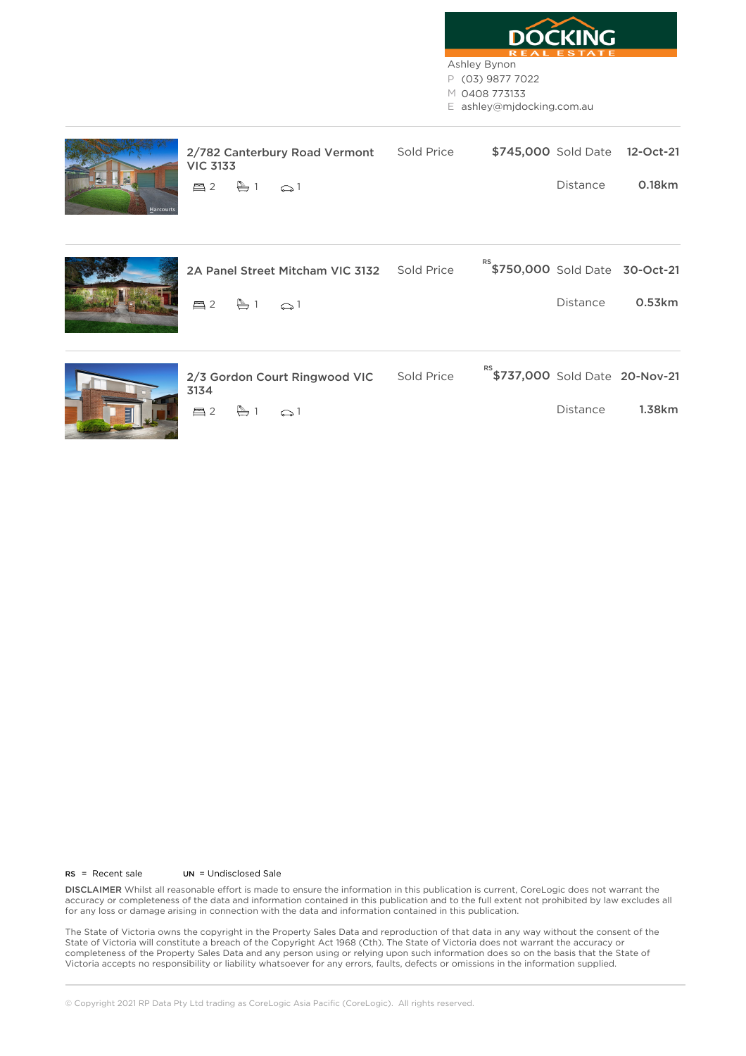DOCKING REAL ESTATE

Ashley Bynon
P (03) 9877 7022
M 0408 773133
E ashley@mjdocking.com.au

| Address | Bed | Bath | Car | Sold Price | Sold Date | Distance |
|---|---|---|---|---|---|---|
| 2/782 Canterbury Road Vermont VIC 3133 | 2 | 1 | 1 | $745,000 | 12-Oct-21 | 0.18km |
| 2A Panel Street Mitcham VIC 3132 | 2 | 1 | 1 | RS $750,000 | 30-Oct-21 | 0.53km |
| 2/3 Gordon Court Ringwood VIC 3134 | 2 | 1 | 1 | RS $737,000 | 20-Nov-21 | 1.38km |

**RS** = Recent sale **UN** = Undisclosed Sale

**DISCLAIMER** Whilst all reasonable effort is made to ensure the information in this publication is current, CoreLogic does not warrant the accuracy or completeness of the data and information contained in this publication and to the full extent not prohibited by law excludes all for any loss or damage arising in connection with the data and information contained in this publication.

The State of Victoria owns the copyright in the Property Sales Data and reproduction of that data in any way without the consent of the State of Victoria will constitute a breach of the Copyright Act 1968 (Cth). The State of Victoria does not warrant the accuracy or completeness of the Property Sales Data and any person using or relying upon such information does so on the basis that the State of Victoria accepts no responsibility or liability whatsoever for any errors, faults, defects or omissions in the information supplied.

© Copyright 2021 RP Data Pty Ltd trading as CoreLogic Asia Pacific (CoreLogic). All rights reserved.